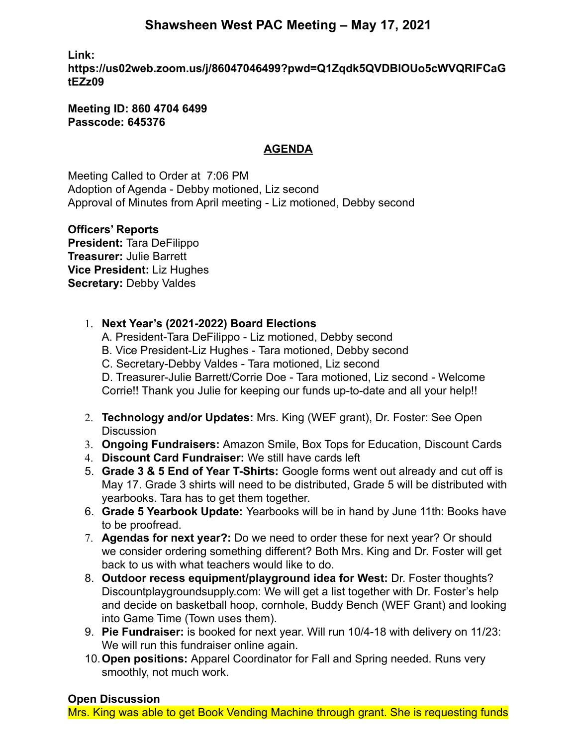# Shawsheen West PAC Meeting – May 17, 2021

**Link: https://us02web.zoom.us/j/86047046499?pwd=Q1Zqdk5QVDBlOUo5cWVQRlFCaGtEZz09**

**Meeting ID: 860 4704 6499**
**Passcode: 645376**

## AGENDA

Meeting Called to Order at 7:06 PM
Adoption of Agenda - Debby motioned, Liz second
Approval of Minutes from April meeting - Liz motioned, Debby second

**Officers' Reports**
**President:** Tara DeFilippo
**Treasurer:** Julie Barrett
**Vice President:** Liz Hughes
**Secretary:** Debby Valdes

1. **Next Year's (2021-2022) Board Elections**
   A. President-Tara DeFilippo - Liz motioned, Debby second
   B. Vice President-Liz Hughes - Tara motioned, Debby second
   C. Secretary-Debby Valdes - Tara motioned, Liz second
   D. Treasurer-Julie Barrett/Corrie Doe - Tara motioned, Liz second - Welcome Corrie!! Thank you Julie for keeping our funds up-to-date and all your help!!
2. **Technology and/or Updates:** Mrs. King (WEF grant), Dr. Foster: See Open Discussion
3. **Ongoing Fundraisers:** Amazon Smile, Box Tops for Education, Discount Cards
4. **Discount Card Fundraiser:** We still have cards left
5. **Grade 3 & 5 End of Year T-Shirts:** Google forms went out already and cut off is May 17. Grade 3 shirts will need to be distributed, Grade 5 will be distributed with yearbooks. Tara has to get them together.
6. **Grade 5 Yearbook Update:** Yearbooks will be in hand by June 11th: Books have to be proofread.
7. **Agendas for next year?:** Do we need to order these for next year? Or should we consider ordering something different? Both Mrs. King and Dr. Foster will get back to us with what teachers would like to do.
8. **Outdoor recess equipment/playground idea for West:** Dr. Foster thoughts? Discountplaygroundsupply.com: We will get a list together with Dr. Foster's help and decide on basketball hoop, cornhole, Buddy Bench (WEF Grant) and looking into Game Time (Town uses them).
9. **Pie Fundraiser:** is booked for next year. Will run 10/4-18 with delivery on 11/23: We will run this fundraiser online again.
10. **Open positions:** Apparel Coordinator for Fall and Spring needed. Runs very smoothly, not much work.

**Open Discussion**
Mrs. King was able to get Book Vending Machine through grant. She is requesting funds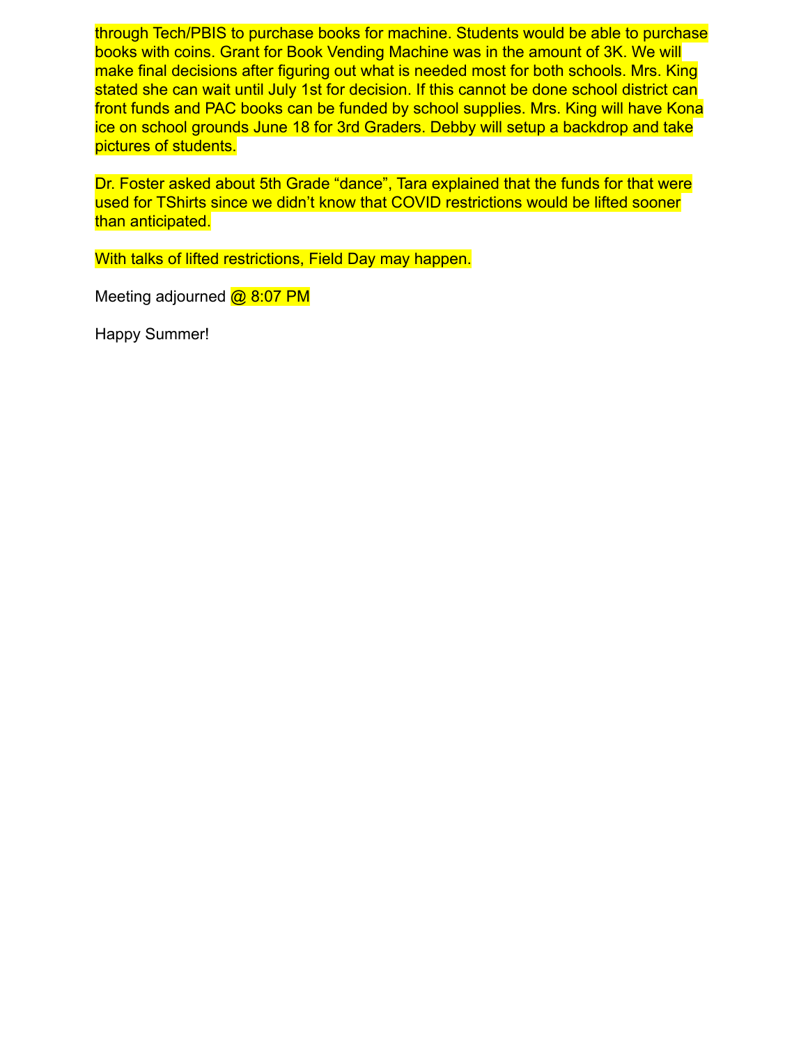through Tech/PBIS to purchase books for machine. Students would be able to purchase books with coins. Grant for Book Vending Machine was in the amount of 3K. We will make final decisions after figuring out what is needed most for both schools. Mrs. King stated she can wait until July 1st for decision. If this cannot be done school district can front funds and PAC books can be funded by school supplies. Mrs. King will have Kona ice on school grounds June 18 for 3rd Graders. Debby will setup a backdrop and take pictures of students.

Dr. Foster asked about 5th Grade “dance”, Tara explained that the funds for that were used for TShirts since we didn’t know that COVID restrictions would be lifted sooner than anticipated.

With talks of lifted restrictions, Field Day may happen.

Meeting adjourned @ 8:07 PM

Happy Summer!